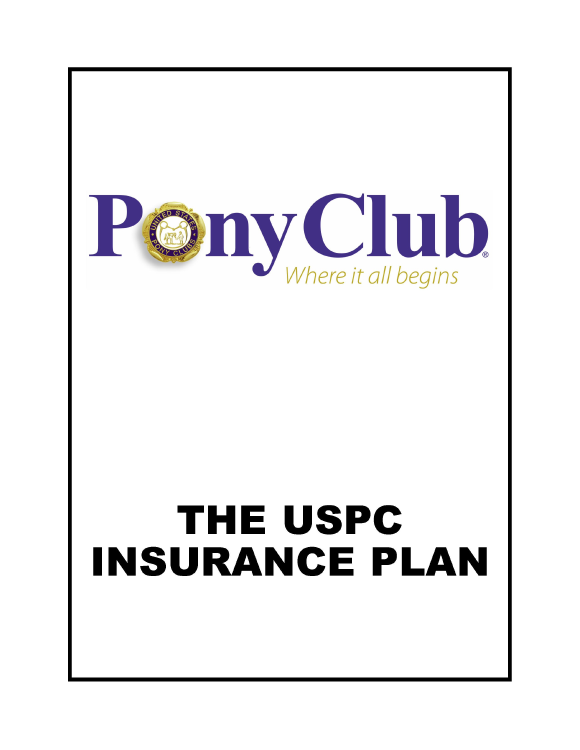Pony Club

*Where it all begins*

# THE USPC INSURANCE PLAN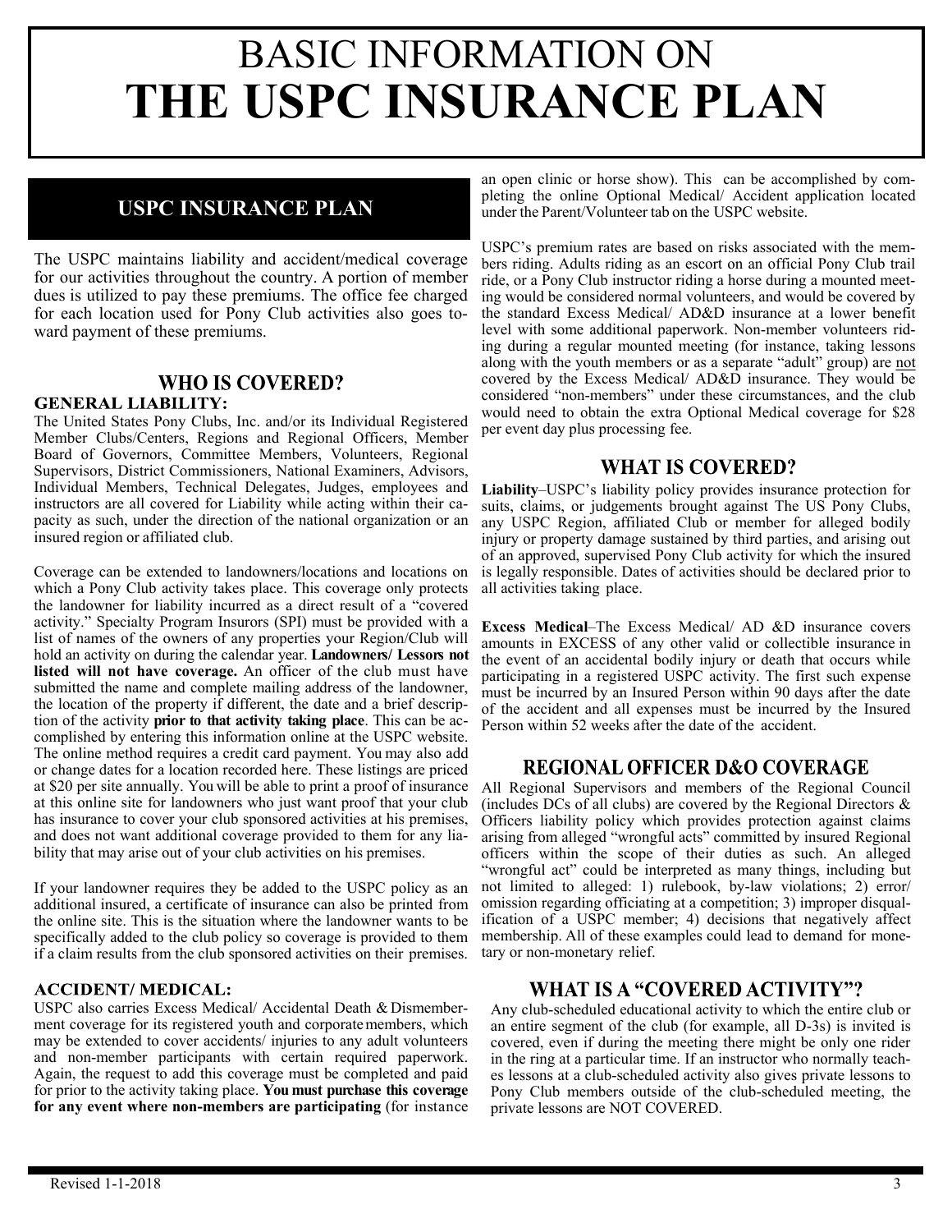# BASIC INFORMATION ON
# THE USPC INSURANCE PLAN

## USPC INSURANCE PLAN

The USPC maintains liability and accident/medical coverage for our activities throughout the country. A portion of member dues is utilized to pay these premiums. The office fee charged for each location used for Pony Club activities also goes toward payment of these premiums.

## WHO IS COVERED?

### GENERAL LIABILITY:

The United States Pony Clubs, Inc. and/or its Individual Registered Member Clubs/Centers, Regions and Regional Officers, Member Board of Governors, Committee Members, Volunteers, Regional Supervisors, District Commissioners, National Examiners, Advisors, Individual Members, Technical Delegates, Judges, employees and instructors are all covered for Liability while acting within their capacity as such, under the direction of the national organization or an insured region or affiliated club.

Coverage can be extended to landowners/locations and locations on which a Pony Club activity takes place. This coverage only protects the landowner for liability incurred as a direct result of a "covered activity." Specialty Program Insurors (SPI) must be provided with a list of names of the owners of any properties your Region/Club will hold an activity on during the calendar year. **Landowners/ Lessors not listed will not have coverage.** An officer of the club must have submitted the name and complete mailing address of the landowner, the location of the property if different, the date and a brief description of the activity **prior to that activity taking place**. This can be accomplished by entering this information online at the USPC website. The online method requires a credit card payment. You may also add or change dates for a location recorded here. These listings are priced at $20 per site annually. You will be able to print a proof of insurance at this online site for landowners who just want proof that your club has insurance to cover your club sponsored activities at his premises, and does not want additional coverage provided to them for any liability that may arise out of your club activities on his premises.

If your landowner requires they be added to the USPC policy as an additional insured, a certificate of insurance can also be printed from the online site. This is the situation where the landowner wants to be specifically added to the club policy so coverage is provided to them if a claim results from the club sponsored activities on their premises.

### ACCIDENT/ MEDICAL:

USPC also carries Excess Medical/ Accidental Death & Dismemberment coverage for its registered youth and corporate members, which may be extended to cover accidents/ injuries to any adult volunteers and non-member participants with certain required paperwork. Again, the request to add this coverage must be completed and paid for prior to the activity taking place. **You must purchase this coverage for any event where non-members are participating** (for instance an open clinic or horse show). This can be accomplished by completing the online Optional Medical/ Accident application located under the Parent/Volunteer tab on the USPC website.

USPC's premium rates are based on risks associated with the members riding. Adults riding as an escort on an official Pony Club trail ride, or a Pony Club instructor riding a horse during a mounted meeting would be considered normal volunteers, and would be covered by the standard Excess Medical/ AD&D insurance at a lower benefit level with some additional paperwork. Non-member volunteers riding during a regular mounted meeting (for instance, taking lessons along with the youth members or as a separate "adult" group) are <u>not</u> covered by the Excess Medical/ AD&D insurance. They would be considered "non-members" under these circumstances, and the club would need to obtain the extra Optional Medical coverage for $28 per event day plus processing fee.

## WHAT IS COVERED?

**Liability**–USPC's liability policy provides insurance protection for suits, claims, or judgements brought against The US Pony Clubs, any USPC Region, affiliated Club or member for alleged bodily injury or property damage sustained by third parties, and arising out of an approved, supervised Pony Club activity for which the insured is legally responsible. Dates of activities should be declared prior to all activities taking place.

**Excess Medical**–The Excess Medical/ AD &D insurance covers amounts in EXCESS of any other valid or collectible insurance in the event of an accidental bodily injury or death that occurs while participating in a registered USPC activity. The first such expense must be incurred by an Insured Person within 90 days after the date of the accident and all expenses must be incurred by the Insured Person within 52 weeks after the date of the accident.

## REGIONAL OFFICER D&O COVERAGE

All Regional Supervisors and members of the Regional Council (includes DCs of all clubs) are covered by the Regional Directors & Officers liability policy which provides protection against claims arising from alleged "wrongful acts" committed by insured Regional officers within the scope of their duties as such. An alleged "wrongful act" could be interpreted as many things, including but not limited to alleged: 1) rulebook, by-law violations; 2) error/ omission regarding officiating at a competition; 3) improper disqualification of a USPC member; 4) decisions that negatively affect membership. All of these examples could lead to demand for monetary or non-monetary relief.

## WHAT IS A "COVERED ACTIVITY"?

Any club-scheduled educational activity to which the entire club or an entire segment of the club (for example, all D-3s) is invited is covered, even if during the meeting there might be only one rider in the ring at a particular time. If an instructor who normally teaches lessons at a club-scheduled activity also gives private lessons to Pony Club members outside of the club-scheduled meeting, the private lessons are NOT COVERED.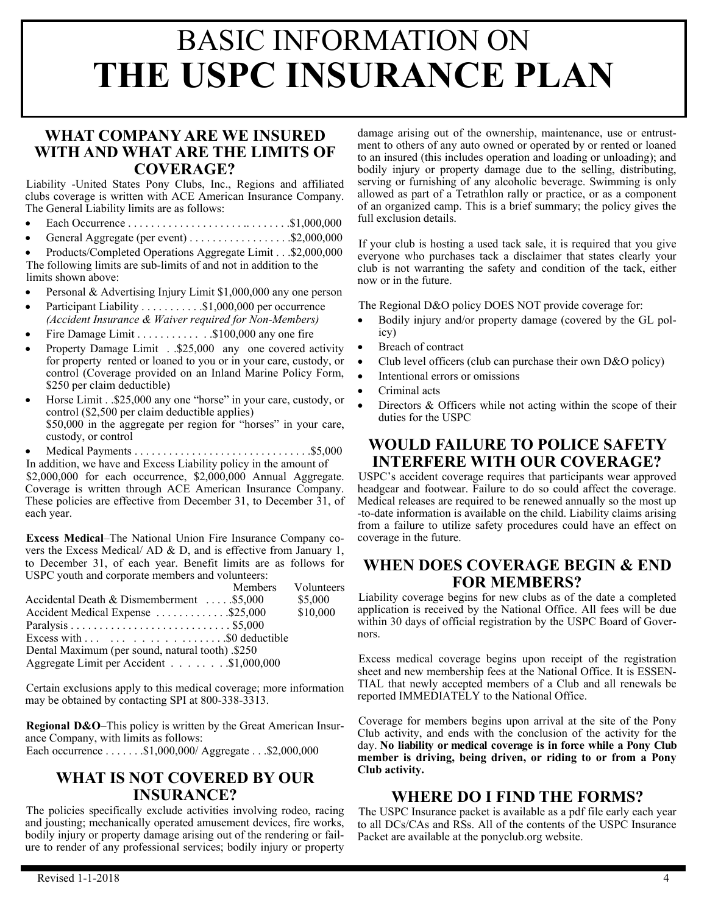# BASIC INFORMATION ON **THE USPC INSURANCE PLAN**

## WHAT COMPANY ARE WE INSURED WITH AND WHAT ARE THE LIMITS OF COVERAGE?

Liability -United States Pony Clubs, Inc., Regions and affiliated clubs coverage is written with ACE American Insurance Company. The General Liability limits are as follows:

- Each Occurrence . . . . . . . . . . . . . . . . . . . . . .. . . . . . . .$1,000,000
- General Aggregate (per event) . . . . . . . . . . . . . . . . . .$2,000,000
- Products/Completed Operations Aggregate Limit . . .$2,000,000

The following limits are sub-limits of and not in addition to the limits shown above:

- Personal & Advertising Injury Limit $1,000,000 any one person
- Participant Liability . . . . . . . . . . .$1,000,000 per occurrence *(Accident Insurance & Waiver required for Non-Members)*
- Fire Damage Limit . . . . . . . . . . . . .$100,000 any one fire
- Property Damage Limit . .$25,000 any one covered activity for property rented or loaned to you or in your care, custody, or control (Coverage provided on an Inland Marine Policy Form, $250 per claim deductible)
- Horse Limit . .$25,000 any one "horse" in your care, custody, or control ($2,500 per claim deductible applies) $50,000 in the aggregate per region for "horses" in your care, custody, or control
- Medical Payments . . . . . . . . . . . . . . . . . . . . . . . . . . . . . .$5,000

In addition, we have and Excess Liability policy in the amount of $2,000,000 for each occurrence, $2,000,000 Annual Aggregate. Coverage is written through ACE American Insurance Company. These policies are effective from December 31, to December 31, of each year.

**Excess Medical**–The National Union Fire Insurance Company covers the Excess Medical/ AD & D, and is effective from January 1, to December 31, of each year. Benefit limits are as follows for USPC youth and corporate members and volunteers:

| | Members | Volunteers |
|---|---|---|
| Accidental Death & Dismemberment | $5,000 | $5,000 |
| Accident Medical Expense | $25,000 | $10,000 |
| Paralysis | $5,000 | |
| Excess with | $0 deductible | |
| Dental Maximum (per sound, natural tooth) | $250 | |
| Aggregate Limit per Accident | $1,000,000 | |

Certain exclusions apply to this medical coverage; more information may be obtained by contacting SPI at 800-338-3313.

**Regional D&O**–This policy is written by the Great American Insurance Company, with limits as follows:
Each occurrence . . . . . . .$1,000,000/ Aggregate . . .$2,000,000

## WHAT IS NOT COVERED BY OUR INSURANCE?

The policies specifically exclude activities involving rodeo, racing and jousting; mechanically operated amusement devices, fire works, bodily injury or property damage arising out of the rendering or failure to render of any professional services; bodily injury or property damage arising out of the ownership, maintenance, use or entrustment to others of any auto owned or operated by or rented or loaned to an insured (this includes operation and loading or unloading); and bodily injury or property damage due to the selling, distributing, serving or furnishing of any alcoholic beverage. Swimming is only allowed as part of a Tetrathlon rally or practice, or as a component of an organized camp. This is a brief summary; the policy gives the full exclusion details.

If your club is hosting a used tack sale, it is required that you give everyone who purchases tack a disclaimer that states clearly your club is not warranting the safety and condition of the tack, either now or in the future.

The Regional D&O policy DOES NOT provide coverage for:

- Bodily injury and/or property damage (covered by the GL policy)
- Breach of contract
- Club level officers (club can purchase their own D&O policy)
- Intentional errors or omissions
- Criminal acts
- Directors & Officers while not acting within the scope of their duties for the USPC

## WOULD FAILURE TO POLICE SAFETY INTERFERE WITH OUR COVERAGE?

USPC's accident coverage requires that participants wear approved headgear and footwear. Failure to do so could affect the coverage. Medical releases are required to be renewed annually so the most up-to-date information is available on the child. Liability claims arising from a failure to utilize safety procedures could have an effect on coverage in the future.

## WHEN DOES COVERAGE BEGIN & END FOR MEMBERS?

Liability coverage begins for new clubs as of the date a completed application is received by the National Office. All fees will be due within 30 days of official registration by the USPC Board of Governors.

Excess medical coverage begins upon receipt of the registration sheet and new membership fees at the National Office. It is ESSENTIAL that newly accepted members of a Club and all renewals be reported IMMEDIATELY to the National Office.

Coverage for members begins upon arrival at the site of the Pony Club activity, and ends with the conclusion of the activity for the day. **No liability or medical coverage is in force while a Pony Club member is driving, being driven, or riding to or from a Pony Club activity.**

## WHERE DO I FIND THE FORMS?

The USPC Insurance packet is available as a pdf file early each year to all DCs/CAs and RSs. All of the contents of the USPC Insurance Packet are available at the ponyclub.org website.

Revised 1-1-2018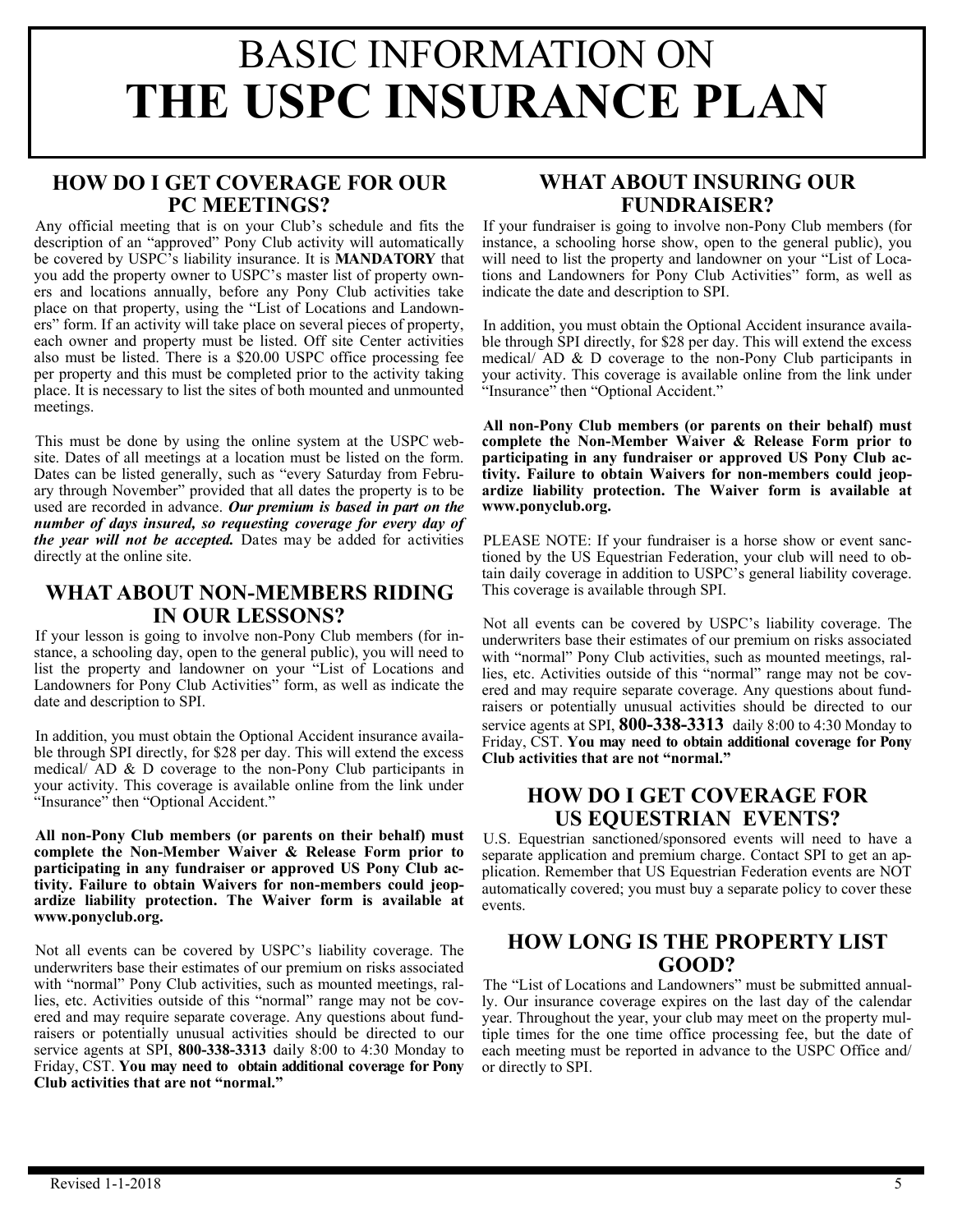# BASIC INFORMATION ON **THE USPC INSURANCE PLAN**

## HOW DO I GET COVERAGE FOR OUR PC MEETINGS?

Any official meeting that is on your Club's schedule and fits the description of an "approved" Pony Club activity will automatically be covered by USPC's liability insurance. It is **MANDATORY** that you add the property owner to USPC's master list of property owners and locations annually, before any Pony Club activities take place on that property, using the "List of Locations and Landowners" form. If an activity will take place on several pieces of property, each owner and property must be listed. Off site Center activities also must be listed. There is a $20.00 USPC office processing fee per property and this must be completed prior to the activity taking place. It is necessary to list the sites of both mounted and unmounted meetings.

This must be done by using the online system at the USPC website. Dates of all meetings at a location must be listed on the form. Dates can be listed generally, such as "every Saturday from February through November" provided that all dates the property is to be used are recorded in advance. ***Our premium is based in part on the number of days insured, so requesting coverage for every day of the year will not be accepted.*** Dates may be added for activities directly at the online site.

## WHAT ABOUT NON-MEMBERS RIDING IN OUR LESSONS?

If your lesson is going to involve non-Pony Club members (for instance, a schooling day, open to the general public), you will need to list the property and landowner on your "List of Locations and Landowners for Pony Club Activities" form, as well as indicate the date and description to SPI.

In addition, you must obtain the Optional Accident insurance available through SPI directly, for $28 per day. This will extend the excess medical/ AD & D coverage to the non-Pony Club participants in your activity. This coverage is available online from the link under "Insurance" then "Optional Accident."

**All non-Pony Club members (or parents on their behalf) must complete the Non-Member Waiver & Release Form prior to participating in any fundraiser or approved US Pony Club activity. Failure to obtain Waivers for non-members could jeopardize liability protection. The Waiver form is available at www.ponyclub.org.**

Not all events can be covered by USPC's liability coverage. The underwriters base their estimates of our premium on risks associated with "normal" Pony Club activities, such as mounted meetings, rallies, etc. Activities outside of this "normal" range may not be covered and may require separate coverage. Any questions about fundraisers or potentially unusual activities should be directed to our service agents at SPI, **800-338-3313** daily 8:00 to 4:30 Monday to Friday, CST. **You may need to obtain additional coverage for Pony Club activities that are not "normal."**

## WHAT ABOUT INSURING OUR FUNDRAISER?

If your fundraiser is going to involve non-Pony Club members (for instance, a schooling horse show, open to the general public), you will need to list the property and landowner on your "List of Locations and Landowners for Pony Club Activities" form, as well as indicate the date and description to SPI.

In addition, you must obtain the Optional Accident insurance available through SPI directly, for $28 per day. This will extend the excess medical/ AD & D coverage to the non-Pony Club participants in your activity. This coverage is available online from the link under "Insurance" then "Optional Accident."

**All non-Pony Club members (or parents on their behalf) must complete the Non-Member Waiver & Release Form prior to participating in any fundraiser or approved US Pony Club activity. Failure to obtain Waivers for non-members could jeopardize liability protection. The Waiver form is available at www.ponyclub.org.**

PLEASE NOTE: If your fundraiser is a horse show or event sanctioned by the US Equestrian Federation, your club will need to obtain daily coverage in addition to USPC's general liability coverage. This coverage is available through SPI.

Not all events can be covered by USPC's liability coverage. The underwriters base their estimates of our premium on risks associated with "normal" Pony Club activities, such as mounted meetings, rallies, etc. Activities outside of this "normal" range may not be covered and may require separate coverage. Any questions about fundraisers or potentially unusual activities should be directed to our service agents at SPI, **800-338-3313** daily 8:00 to 4:30 Monday to Friday, CST. **You may need to obtain additional coverage for Pony Club activities that are not "normal."**

## HOW DO I GET COVERAGE FOR US EQUESTRIAN EVENTS?

U.S. Equestrian sanctioned/sponsored events will need to have a separate application and premium charge. Contact SPI to get an application. Remember that US Equestrian Federation events are NOT automatically covered; you must buy a separate policy to cover these events.

## HOW LONG IS THE PROPERTY LIST GOOD?

The "List of Locations and Landowners" must be submitted annually. Our insurance coverage expires on the last day of the calendar year. Throughout the year, your club may meet on the property multiple times for the one time office processing fee, but the date of each meeting must be reported in advance to the USPC Office and/ or directly to SPI.

Revised 1-1-2018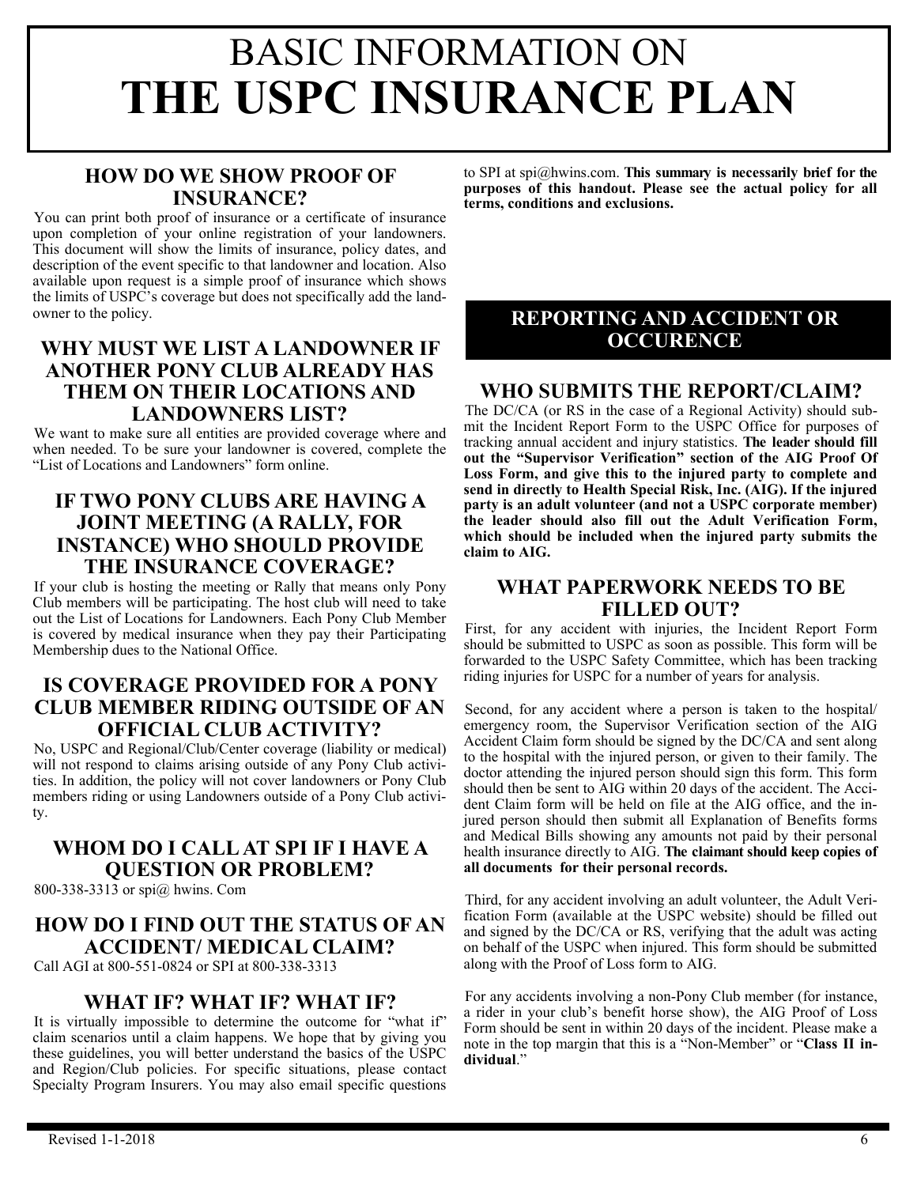# BASIC INFORMATION ON
# THE USPC INSURANCE PLAN

## HOW DO WE SHOW PROOF OF INSURANCE?

You can print both proof of insurance or a certificate of insurance upon completion of your online registration of your landowners. This document will show the limits of insurance, policy dates, and description of the event specific to that landowner and location. Also available upon request is a simple proof of insurance which shows the limits of USPC's coverage but does not specifically add the landowner to the policy.

## WHY MUST WE LIST A LANDOWNER IF ANOTHER PONY CLUB ALREADY HAS THEM ON THEIR LOCATIONS AND LANDOWNERS LIST?

We want to make sure all entities are provided coverage where and when needed. To be sure your landowner is covered, complete the "List of Locations and Landowners" form online.

## IF TWO PONY CLUBS ARE HAVING A JOINT MEETING (A RALLY, FOR INSTANCE) WHO SHOULD PROVIDE THE INSURANCE COVERAGE?

If your club is hosting the meeting or Rally that means only Pony Club members will be participating. The host club will need to take out the List of Locations for Landowners. Each Pony Club Member is covered by medical insurance when they pay their Participating Membership dues to the National Office.

## IS COVERAGE PROVIDED FOR A PONY CLUB MEMBER RIDING OUTSIDE OF AN OFFICIAL CLUB ACTIVITY?

No, USPC and Regional/Club/Center coverage (liability or medical) will not respond to claims arising outside of any Pony Club activities. In addition, the policy will not cover landowners or Pony Club members riding or using Landowners outside of a Pony Club activity.

## WHOM DO I CALL AT SPI IF I HAVE A QUESTION OR PROBLEM?

800-338-3313 or spi@ hwins. Com

## HOW DO I FIND OUT THE STATUS OF AN ACCIDENT/ MEDICAL CLAIM?

Call AGI at 800-551-0824 or SPI at 800-338-3313

## WHAT IF? WHAT IF? WHAT IF?

It is virtually impossible to determine the outcome for "what if" claim scenarios until a claim happens. We hope that by giving you these guidelines, you will better understand the basics of the USPC and Region/Club policies. For specific situations, please contact Specialty Program Insurers. You may also email specific questions to SPI at spi@hwins.com. **This summary is necessarily brief for the purposes of this handout. Please see the actual policy for all terms, conditions and exclusions.**

## REPORTING AND ACCIDENT OR OCCURENCE

## WHO SUBMITS THE REPORT/CLAIM?

The DC/CA (or RS in the case of a Regional Activity) should submit the Incident Report Form to the USPC Office for purposes of tracking annual accident and injury statistics. **The leader should fill out the "Supervisor Verification" section of the AIG Proof Of Loss Form, and give this to the injured party to complete and send in directly to Health Special Risk, Inc. (AIG). If the injured party is an adult volunteer (and not a USPC corporate member) the leader should also fill out the Adult Verification Form, which should be included when the injured party submits the claim to AIG.**

## WHAT PAPERWORK NEEDS TO BE FILLED OUT?

First, for any accident with injuries, the Incident Report Form should be submitted to USPC as soon as possible. This form will be forwarded to the USPC Safety Committee, which has been tracking riding injuries for USPC for a number of years for analysis.

Second, for any accident where a person is taken to the hospital/ emergency room, the Supervisor Verification section of the AIG Accident Claim form should be signed by the DC/CA and sent along to the hospital with the injured person, or given to their family. The doctor attending the injured person should sign this form. This form should then be sent to AIG within 20 days of the accident. The Accident Claim form will be held on file at the AIG office, and the injured person should then submit all Explanation of Benefits forms and Medical Bills showing any amounts not paid by their personal health insurance directly to AIG. **The claimant should keep copies of all documents for their personal records.**

Third, for any accident involving an adult volunteer, the Adult Verification Form (available at the USPC website) should be filled out and signed by the DC/CA or RS, verifying that the adult was acting on behalf of the USPC when injured. This form should be submitted along with the Proof of Loss form to AIG.

For any accidents involving a non-Pony Club member (for instance, a rider in your club's benefit horse show), the AIG Proof of Loss Form should be sent in within 20 days of the incident. Please make a note in the top margin that this is a "Non-Member" or "**Class II individual**."

Revised 1-1-2018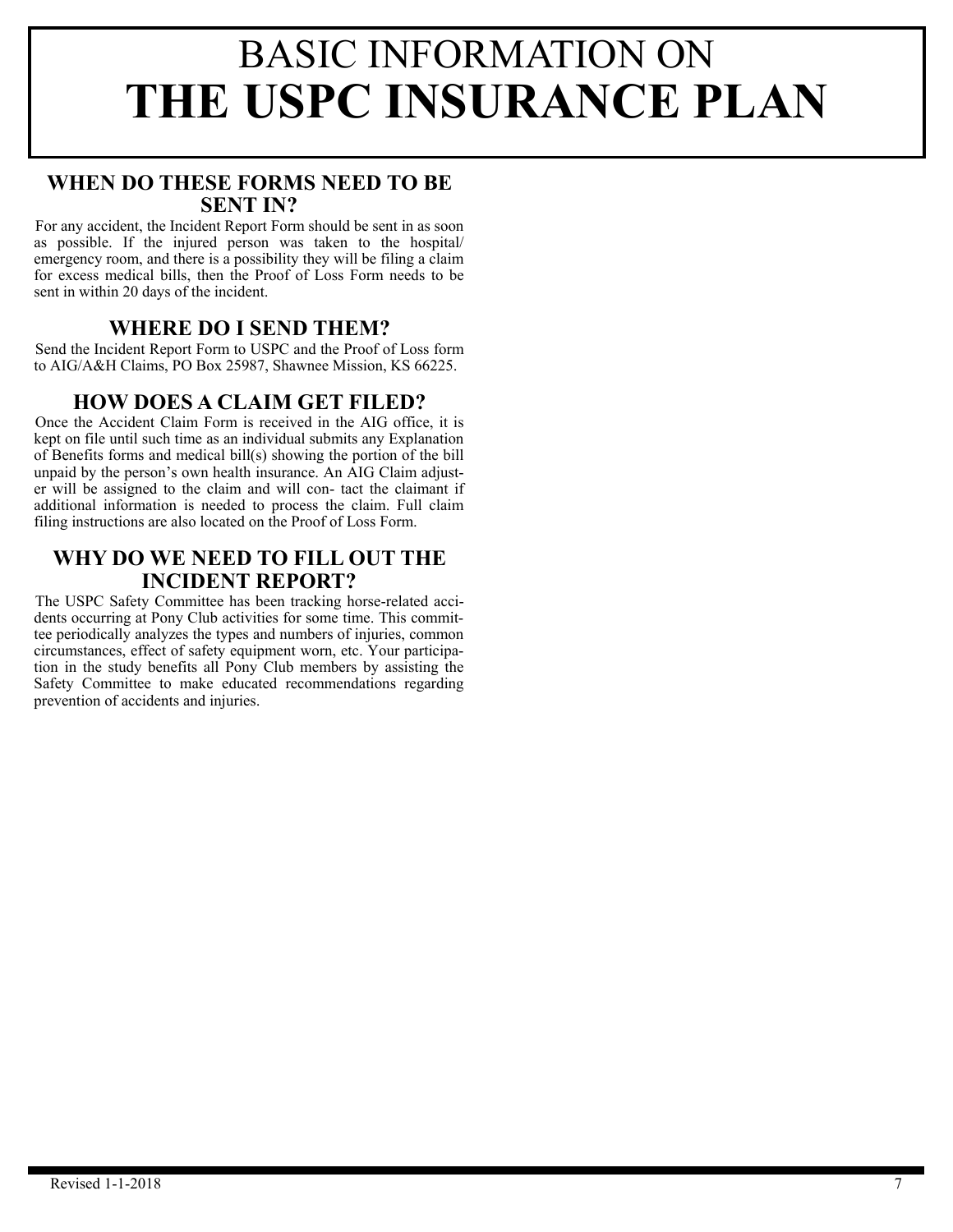# BASIC INFORMATION ON **THE USPC INSURANCE PLAN**

## WHEN DO THESE FORMS NEED TO BE SENT IN?

For any accident, the Incident Report Form should be sent in as soon as possible. If the injured person was taken to the hospital/ emergency room, and there is a possibility they will be filing a claim for excess medical bills, then the Proof of Loss Form needs to be sent in within 20 days of the incident.

## WHERE DO I SEND THEM?

Send the Incident Report Form to USPC and the Proof of Loss form to AIG/A&H Claims, PO Box 25987, Shawnee Mission, KS 66225.

## HOW DOES A CLAIM GET FILED?

Once the Accident Claim Form is received in the AIG office, it is kept on file until such time as an individual submits any Explanation of Benefits forms and medical bill(s) showing the portion of the bill unpaid by the person's own health insurance. An AIG Claim adjuster will be assigned to the claim and will con- tact the claimant if additional information is needed to process the claim. Full claim filing instructions are also located on the Proof of Loss Form.

## WHY DO WE NEED TO FILL OUT THE INCIDENT REPORT?

The USPC Safety Committee has been tracking horse-related accidents occurring at Pony Club activities for some time. This committee periodically analyzes the types and numbers of injuries, common circumstances, effect of safety equipment worn, etc. Your participation in the study benefits all Pony Club members by assisting the Safety Committee to make educated recommendations regarding prevention of accidents and injuries.

Revised 1-1-2018